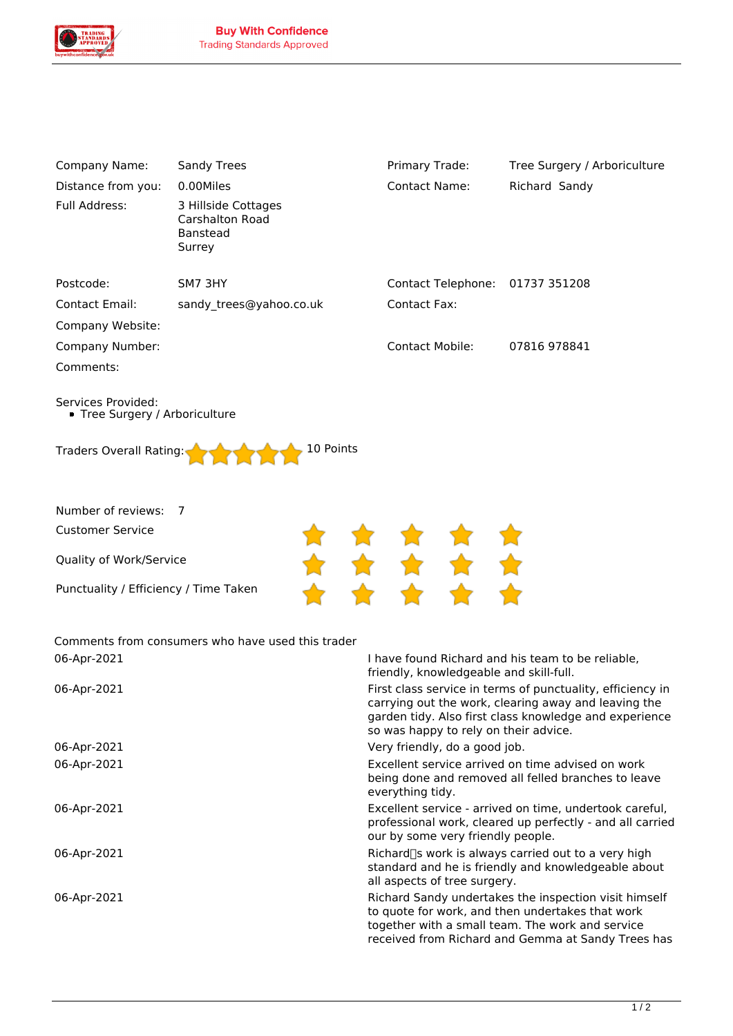**Buy With Confidence**
Trading Standards Approved

| | | | |
|---|---|---|---|
| Company Name: | Sandy Trees | Primary Trade: | Tree Surgery / Arboriculture |
| Distance from you: | 0.00Miles | Contact Name: | Richard Sandy |
| Full Address: | 3 Hillside Cottages<br>Carshalton Road<br>Banstead<br>Surrey | | |
| Postcode: | SM7 3HY | Contact Telephone: | 01737 351208 |
| Contact Email: | sandy_trees@yahoo.co.uk | Contact Fax: | |
| Company Website: | | | |
| Company Number: | | Contact Mobile: | 07816 978841 |
| Comments: | | | |

Services Provided:

- Tree Surgery / Arboriculture

Traders Overall Rating: ★★★★★ 10 Points

Number of reviews: 7

| | |
|---|---|
| Customer Service | ★★★★★ |
| Quality of Work/Service | ★★★★★ |
| Punctuality / Efficiency / Time Taken | ★★★★★ |

Comments from consumers who have used this trader

| | |
|---|---|
| 06-Apr-2021 | I have found Richard and his team to be reliable, friendly, knowledgeable and skill-full. |
| 06-Apr-2021 | First class service in terms of punctuality, efficiency in carrying out the work, clearing away and leaving the garden tidy. Also first class knowledge and experience so was happy to rely on their advice. |
| 06-Apr-2021 | Very friendly, do a good job. |
| 06-Apr-2021 | Excellent service arrived on time advised on work being done and removed all felled branches to leave everything tidy. |
| 06-Apr-2021 | Excellent service - arrived on time, undertook careful, professional work, cleared up perfectly - and all carried our by some very friendly people. |
| 06-Apr-2021 | Richard□s work is always carried out to a very high standard and he is friendly and knowledgeable about all aspects of tree surgery. |
| 06-Apr-2021 | Richard Sandy undertakes the inspection visit himself to quote for work, and then undertakes that work together with a small team. The work and service received from Richard and Gemma at Sandy Trees has |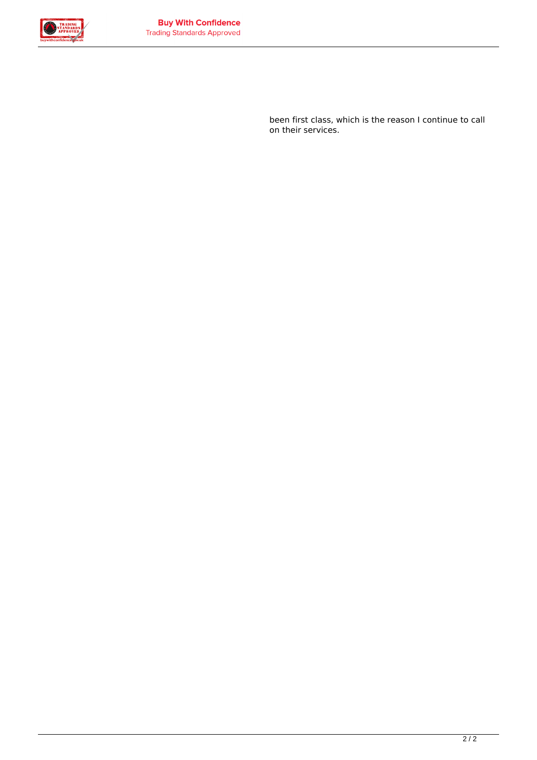been first class, which is the reason I continue to call on their services.